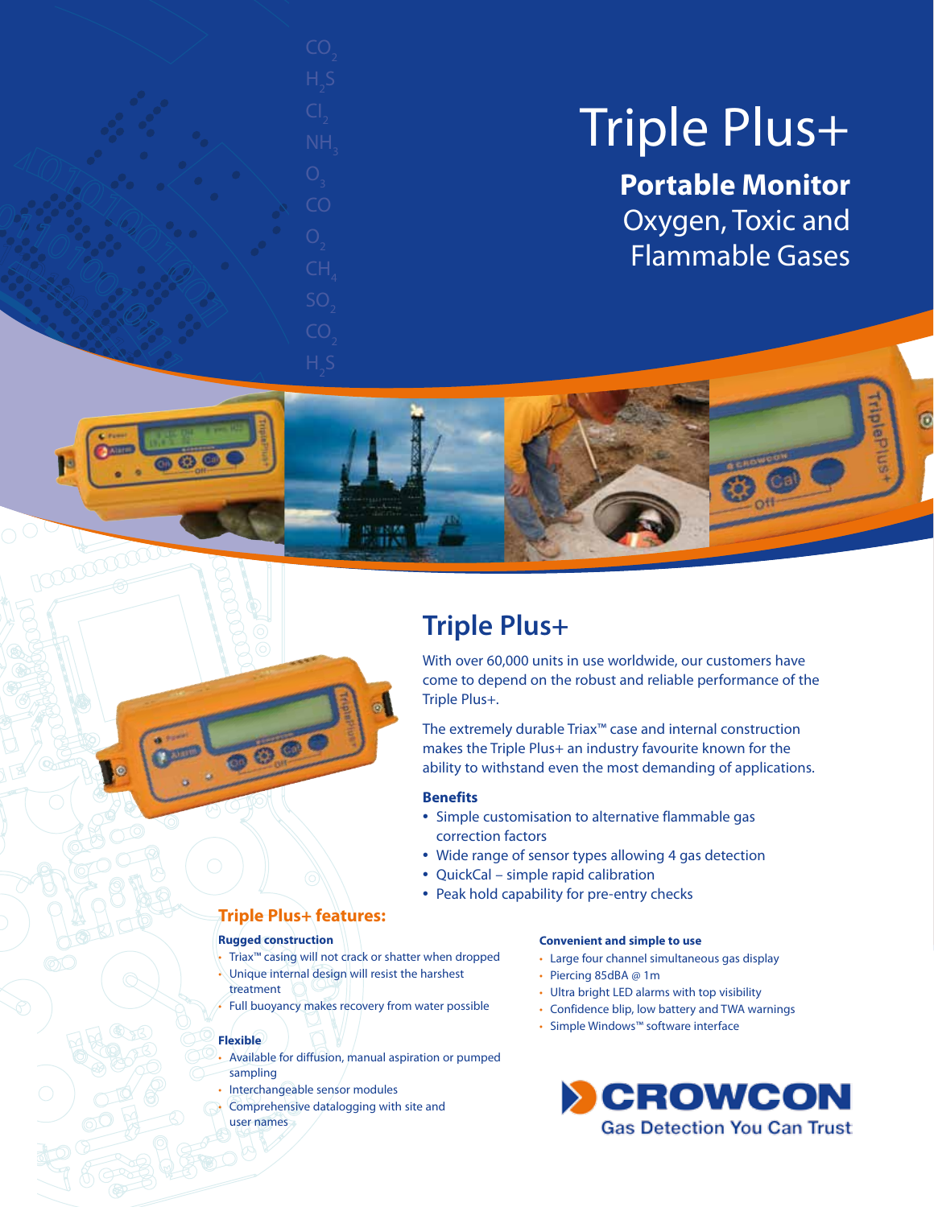# Triple Plus+

**Portable Monitor**
Oxygen, Toxic and Flammable Gases

## Triple Plus+

With over 60,000 units in use worldwide, our customers have come to depend on the robust and reliable performance of the Triple Plus+.

The extremely durable Triax™ case and internal construction makes the Triple Plus+ an industry favourite known for the ability to withstand even the most demanding of applications.

### Benefits

- Simple customisation to alternative flammable gas correction factors
- Wide range of sensor types allowing 4 gas detection
- QuickCal – simple rapid calibration
- Peak hold capability for pre-entry checks

## Triple Plus+ features:

**Rugged construction**

- Triax™ casing will not crack or shatter when dropped
- Unique internal design will resist the harshest treatment
- Full buoyancy makes recovery from water possible

**Flexible**

- Available for diffusion, manual aspiration or pumped sampling
- Interchangeable sensor modules
- Comprehensive datalogging with site and user names

**Convenient and simple to use**

- Large four channel simultaneous gas display
- Piercing 85dBA @ 1m
- Ultra bright LED alarms with top visibility
- Confidence blip, low battery and TWA warnings
- Simple Windows™ software interface

**CROWCON**
Gas Detection You Can Trust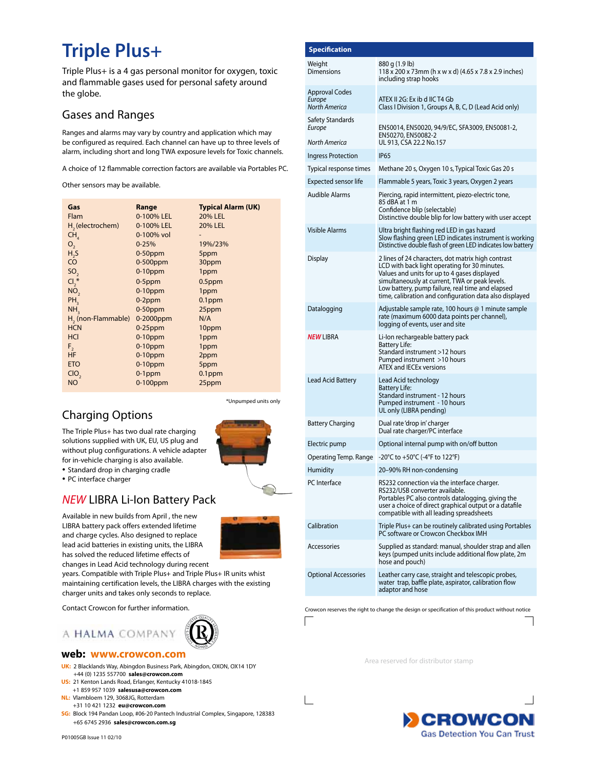# Triple Plus+

Triple Plus+ is a 4 gas personal monitor for oxygen, toxic and flammable gases used for personal safety around the globe.

## Gases and Ranges

Ranges and alarms may vary by country and application which may be configured as required. Each channel can have up to three levels of alarm, including short and long TWA exposure levels for Toxic channels.

A choice of 12 flammable correction factors are available via Portables PC.

Other sensors may be available.

| Gas | Range | Typical Alarm (UK) |
|---|---|---|
| Flam | 0-100% LEL | 20% LEL |
| $H_2$ (electrochem) | 0-100% LEL | 20% LEL |
| $CH_4$ | 0-100% vol | - |
| $O_2$ | 0-25% | 19%/23% |
| $H_2S$ | 0-50ppm | 5ppm |
| CO | 0-500ppm | 30ppm |
| $SO_2$ | 0-10ppm | 1ppm |
| $Cl_2$* | 0-5ppm | 0.5ppm |
| $NO_2$ | 0-10ppm | 1ppm |
| $PH_3$ | 0-2ppm | 0.1ppm |
| $NH_3$ | 0-50ppm | 25ppm |
| $H_2$ (non-Flammable) | 0-2000ppm | N/A |
| HCN | 0-25ppm | 10ppm |
| HCl | 0-10ppm | 1ppm |
| $F_2$ | 0-10ppm | 1ppm |
| HF | 0-10ppm | 2ppm |
| ETO | 0-10ppm | 5ppm |
| $ClO_2$ | 0-1ppm | 0.1ppm |
| NO | 0-100ppm | 25ppm |

*Unpumped units only

## Charging Options

The Triple Plus+ has two dual rate charging solutions supplied with UK, EU, US plug and without plug configurations. A vehicle adapter for in-vehicle charging is also available.

- Standard drop in charging cradle
- PC interface charger

## *NEW* LIBRA Li-Ion Battery Pack

Available in new builds from April , the new LIBRA battery pack offers extended lifetime and charge cycles. Also designed to replace lead acid batteries in existing units, the LIBRA has solved the reduced lifetime effects of changes in Lead Acid technology during recent years. Compatible with Triple Plus+ and Triple Plus+ IR units whist maintaining certification levels, the LIBRA charges with the existing charger units and takes only seconds to replace.

Contact Crowcon for further information.

## Specification

| | |
|---|---|
| Weight<br>Dimensions | 880 g (1.9 lb)<br>118 x 200 x 73mm (h x w x d) (4.65 x 7.8 x 2.9 inches) including strap hooks |
| Approval Codes<br>*Europe*<br>*North America* | <br>ATEX II 2G: Ex ib d IIC T4 Gb<br>Class I Division 1, Groups A, B, C, D (Lead Acid only) |
| Safety Standards<br>*Europe*<br>*North America* | <br>EN50014, EN50020, 94/9/EC, SFA3009, EN50081-2, EN50270, EN50082-2<br>UL 913, CSA 22.2 No.157 |
| Ingress Protection | IP65 |
| Typical response times | Methane 20 s, Oxygen 10 s, Typical Toxic Gas 20 s |
| Expected sensor life | Flammable 5 years, Toxic 3 years, Oxygen 2 years |
| Audible Alarms | Piercing, rapid intermittent, piezo-electric tone, 85 dBA at 1 m<br>Confidence blip (selectable)<br>Distinctive double blip for low battery with user accept |
| Visible Alarms | Ultra bright flashing red LED in gas hazard<br>Slow flashing green LED indicates instrument is working<br>Distinctive double flash of green LED indicates low battery |
| Display | 2 lines of 24 characters, dot matrix high contrast LCD with back light operating for 30 minutes.<br>Values and units for up to 4 gases displayed simultaneously at current, TWA or peak levels.<br>Low battery, pump failure, real time and elapsed time, calibration and configuration data also displayed |
| Datalogging | Adjustable sample rate, 100 hours @ 1 minute sample rate (maximum 6000 data points per channel), logging of events, user and site |
| *NEW* LIBRA | Li-Ion rechargeable battery pack<br>Battery Life:<br>Standard instrument >12 hours<br>Pumped instrument >10 hours<br>ATEX and IECEx versions |
| Lead Acid Battery | Lead Acid technology<br>Battery Life:<br>Standard instrument - 12 hours<br>Pumped instrument - 10 hours<br>UL only (LIBRA pending) |
| Battery Charging | Dual rate 'drop in' charger<br>Dual rate charger/PC interface |
| Electric pump | Optional internal pump with on/off button |
| Operating Temp. Range | -20°C to +50°C (-4°F to 122°F) |
| Humidity | 20–90% RH non-condensing |
| PC Interface | RS232 connection via the interface charger.<br>RS232/USB converter available.<br>Portables PC also controls datalogging, giving the user a choice of direct graphical output or a datafile compatible with all leading spreadsheets |
| Calibration | Triple Plus+ can be routinely calibrated using Portables PC software or Crowcon Checkbox IMH |
| Accessories | Supplied as standard: manual, shoulder strap and allen keys (pumped units include additional flow plate, 2m hose and pouch) |
| Optional Accessories | Leather carry case, straight and telescopic probes, water trap, baffle plate, aspirator, calibration flow adaptor and hose |

Crowcon reserves the right to change the design or specification of this product without notice

Area reserved for distributor stamp

A HALMA COMPANY

**web: www.crowcon.com**

**UK:** 2 Blacklands Way, Abingdon Business Park, Abingdon, OXON, OX14 1DY
+44 (0) 1235 557700 **sales@crowcon.com**

**US:** 21 Kenton Lands Road, Erlanger, Kentucky 41018-1845
+1 859 957 1039 **salesusa@crowcon.com**

**NL:** Vlambloem 129, 3068JG, Rotterdam
+31 10 421 1232 **eu@crowcon.com**

**SG:** Block 194 Pandan Loop, #06-20 Pantech Industrial Complex, Singapore, 128383
+65 6745 2936 **sales@crowcon.com.sg**

P01005GB Issue 11 02/10

CROWCON
Gas Detection You Can Trust